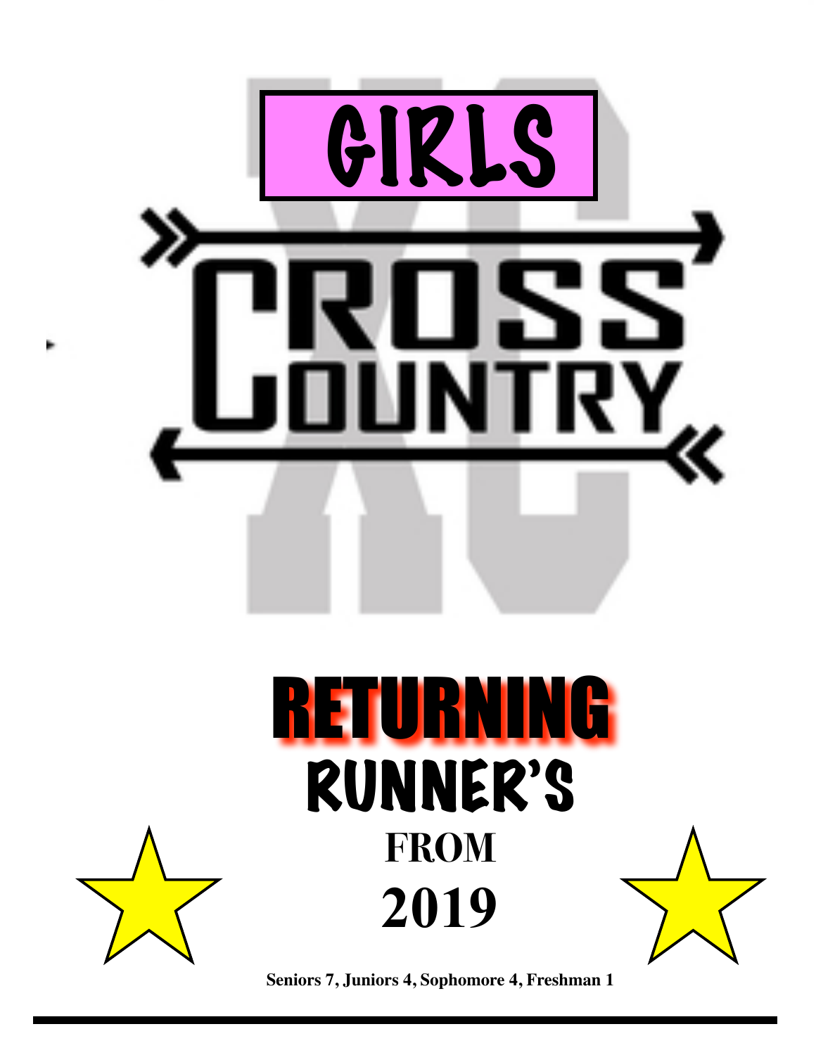# GIRLS

# CROSS COUNTRY

# RETURNING RUNNER'S

## FROM

## 2019

**Seniors 7, Juniors 4, Sophomore 4, Freshman 1**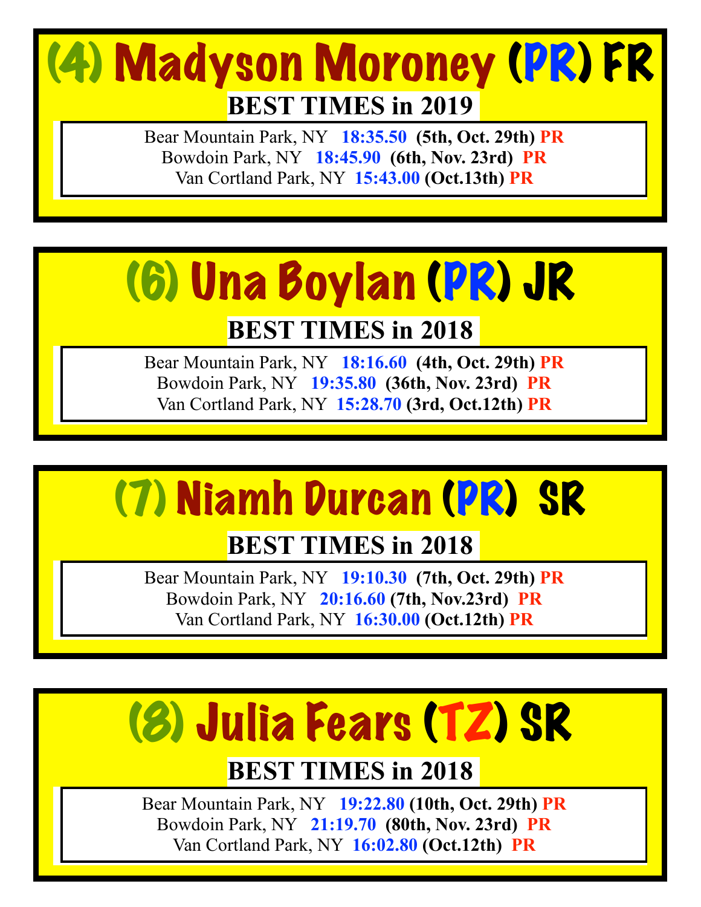# (4) Madyson Moroney (PR) FR

## BEST TIMES in 2019

Bear Mountain Park, NY **18:35.50** **(5th, Oct. 29th)** **PR**
Bowdoin Park, NY **18:45.90** **(6th, Nov. 23rd)** **PR**
Van Cortland Park, NY **15:43.00** **(Oct.13th)** **PR**

# (6) Una Boylan (PR) JR

## BEST TIMES in 2018

Bear Mountain Park, NY **18:16.60** **(4th, Oct. 29th)** **PR**
Bowdoin Park, NY **19:35.80** **(36th, Nov. 23rd)** **PR**
Van Cortland Park, NY **15:28.70** **(3rd, Oct.12th)** **PR**

# (7) Niamh Durcan (PR) SR

## BEST TIMES in 2018

Bear Mountain Park, NY **19:10.30** **(7th, Oct. 29th)** **PR**
Bowdoin Park, NY **20:16.60** **(7th, Nov.23rd)** **PR**
Van Cortland Park, NY **16:30.00** **(Oct.12th)** **PR**

# (8) Julia Fears (TZ) SR

## BEST TIMES in 2018

Bear Mountain Park, NY **19:22.80** **(10th, Oct. 29th)** **PR**
Bowdoin Park, NY **21:19.70** **(80th, Nov. 23rd)** **PR**
Van Cortland Park, NY **16:02.80** **(Oct.12th)** **PR**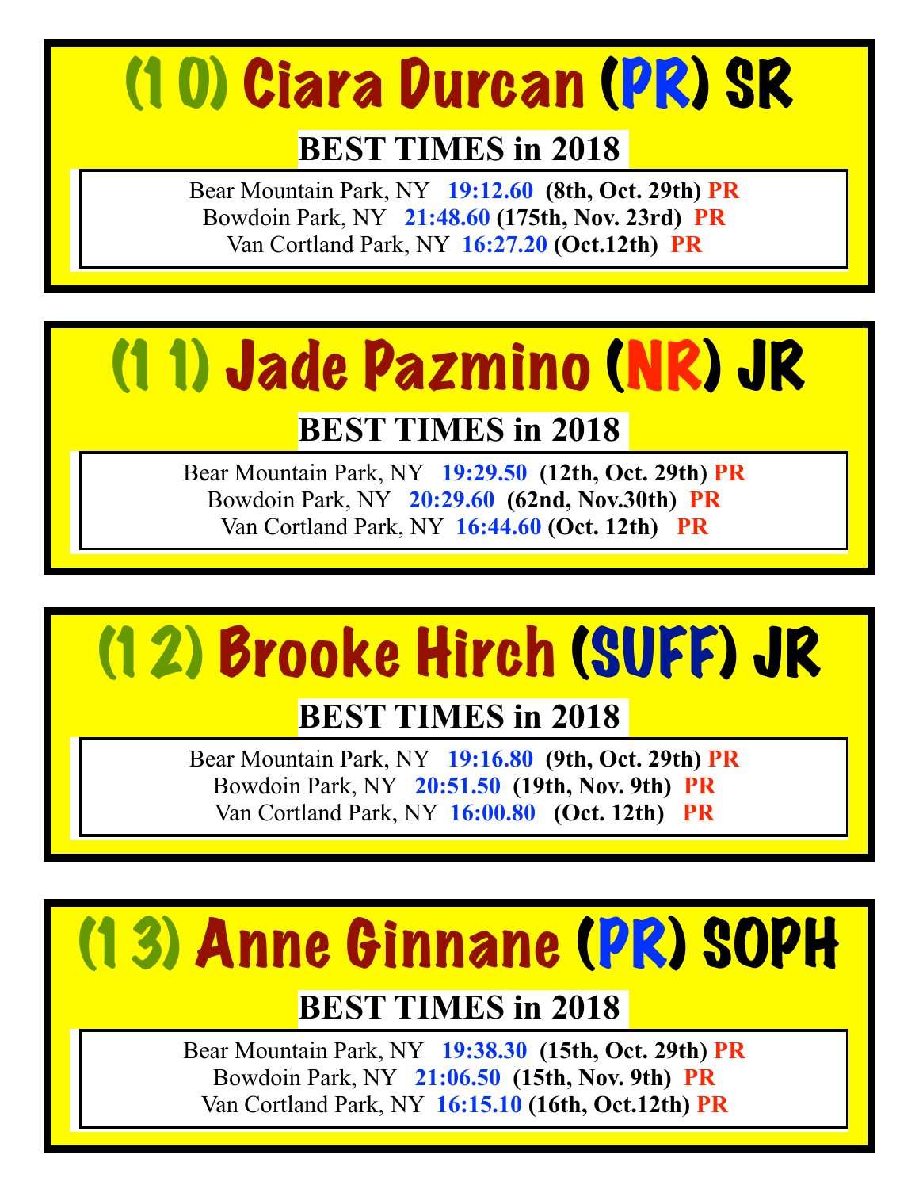# (10) Ciara Durcan (PR) SR

## BEST TIMES in 2018

Bear Mountain Park, NY **19:12.60** **(8th, Oct. 29th)** **PR**
Bowdoin Park, NY **21:48.60** **(175th, Nov. 23rd)** **PR**
Van Cortland Park, NY **16:27.20** **(Oct.12th)** **PR**

# (11) Jade Pazmino (NR) JR

## BEST TIMES in 2018

Bear Mountain Park, NY **19:29.50** **(12th, Oct. 29th)** **PR**
Bowdoin Park, NY **20:29.60** **(62nd, Nov.30th)** **PR**
Van Cortland Park, NY **16:44.60** **(Oct. 12th)** **PR**

# (12) Brooke Hirch (SUFF) JR

## BEST TIMES in 2018

Bear Mountain Park, NY **19:16.80** **(9th, Oct. 29th)** **PR**
Bowdoin Park, NY **20:51.50** **(19th, Nov. 9th)** **PR**
Van Cortland Park, NY **16:00.80** **(Oct. 12th)** **PR**

# (13) Anne Ginnane (PR) SOPH

## BEST TIMES in 2018

Bear Mountain Park, NY **19:38.30** **(15th, Oct. 29th)** **PR**
Bowdoin Park, NY **21:06.50** **(15th, Nov. 9th)** **PR**
Van Cortland Park, NY **16:15.10** **(16th, Oct.12th)** **PR**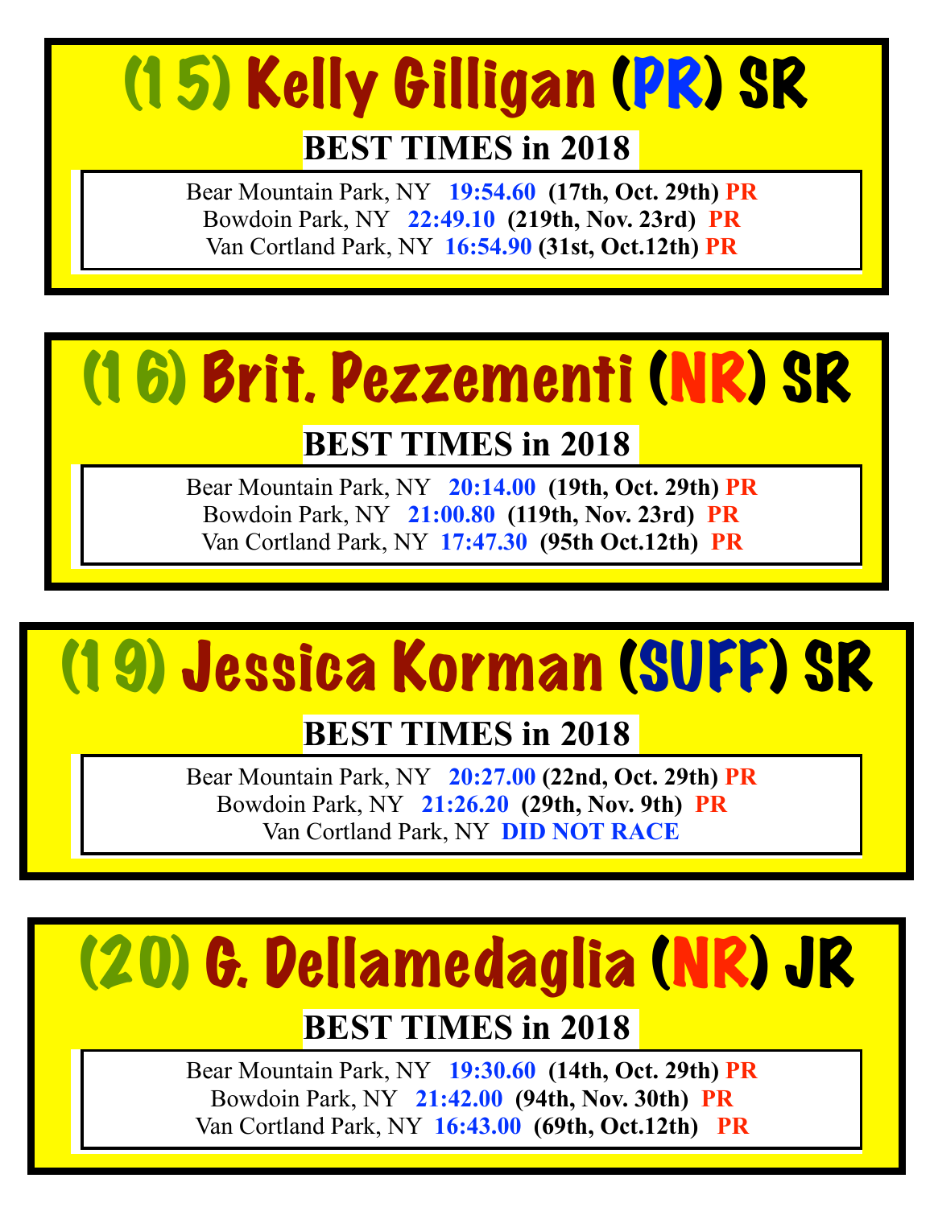## (15) Kelly Gilligan (PR) SR

**BEST TIMES in 2018**

Bear Mountain Park, NY **19:54.60** **(17th, Oct. 29th)** **PR**
Bowdoin Park, NY **22:49.10** **(219th, Nov. 23rd)** **PR**
Van Cortland Park, NY **16:54.90** **(31st, Oct.12th)** **PR**

## (16) Brit. Pezzementi (NR) SR

**BEST TIMES in 2018**

Bear Mountain Park, NY **20:14.00** **(19th, Oct. 29th)** **PR**
Bowdoin Park, NY **21:00.80** **(119th, Nov. 23rd)** **PR**
Van Cortland Park, NY **17:47.30** **(95th Oct.12th)** **PR**

## (19) Jessica Korman (SUFF) SR

**BEST TIMES in 2018**

Bear Mountain Park, NY **20:27.00** **(22nd, Oct. 29th)** **PR**
Bowdoin Park, NY **21:26.20** **(29th, Nov. 9th)** **PR**
Van Cortland Park, NY **DID NOT RACE**

## (20) G. Dellamedaglia (NR) JR

**BEST TIMES in 2018**

Bear Mountain Park, NY **19:30.60** **(14th, Oct. 29th)** **PR**
Bowdoin Park, NY **21:42.00** **(94th, Nov. 30th)** **PR**
Van Cortland Park, NY **16:43.00** **(69th, Oct.12th)** **PR**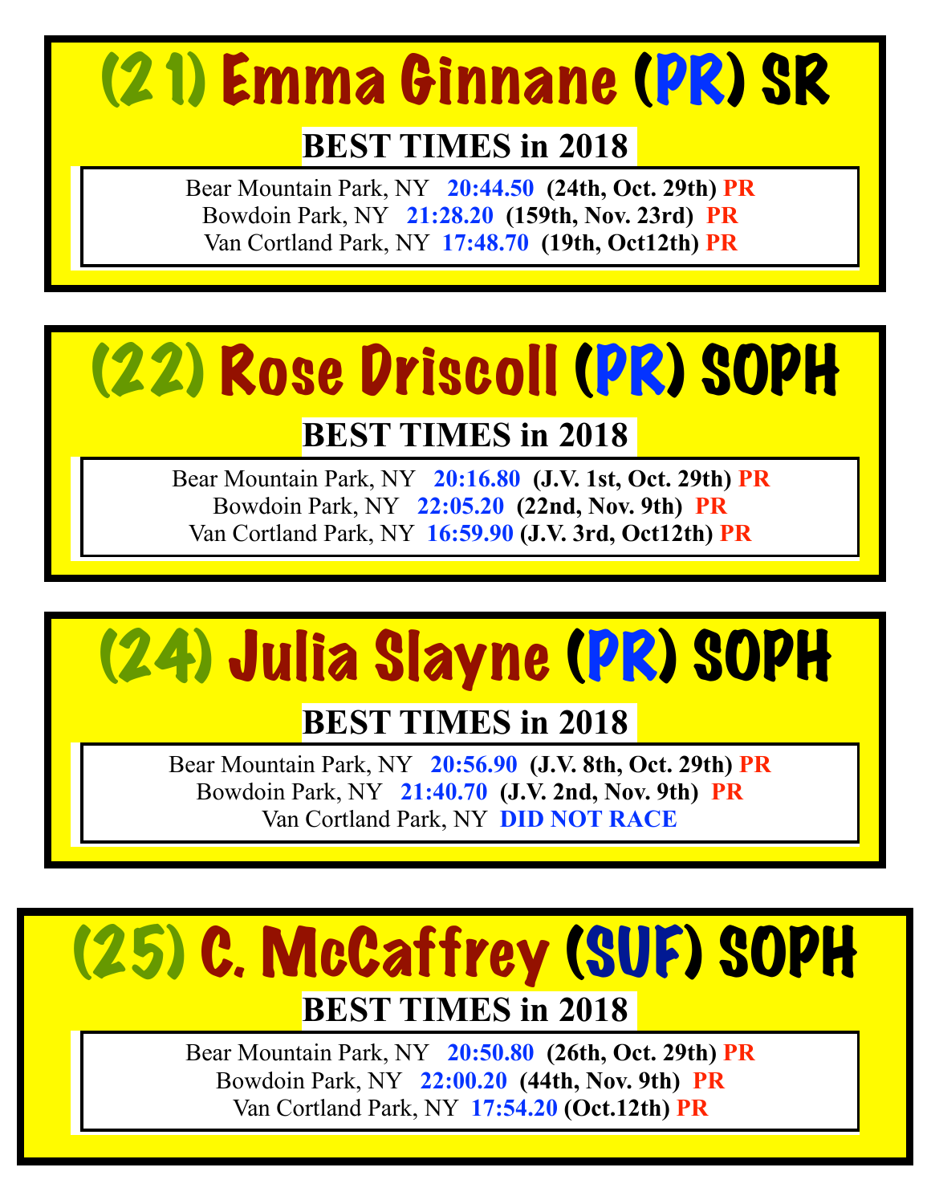# (21) Emma Ginnane (PR) SR

**BEST TIMES in 2018**

Bear Mountain Park, NY **20:44.50** **(24th, Oct. 29th)** **PR**
Bowdoin Park, NY **21:28.20** **(159th, Nov. 23rd)** **PR**
Van Cortland Park, NY **17:48.70** **(19th, Oct12th)** **PR**

# (22) Rose Driscoll (PR) SOPH

**BEST TIMES in 2018**

Bear Mountain Park, NY **20:16.80** **(J.V. 1st, Oct. 29th)** **PR**
Bowdoin Park, NY **22:05.20** **(22nd, Nov. 9th)** **PR**
Van Cortland Park, NY **16:59.90** **(J.V. 3rd, Oct12th)** **PR**

# (24) Julia Slayne (PR) SOPH

**BEST TIMES in 2018**

Bear Mountain Park, NY **20:56.90** **(J.V. 8th, Oct. 29th)** **PR**
Bowdoin Park, NY **21:40.70** **(J.V. 2nd, Nov. 9th)** **PR**
Van Cortland Park, NY **DID NOT RACE**

# (25) C. McCaffrey (SUF) SOPH

**BEST TIMES in 2018**

Bear Mountain Park, NY **20:50.80** **(26th, Oct. 29th)** **PR**
Bowdoin Park, NY **22:00.20** **(44th, Nov. 9th)** **PR**
Van Cortland Park, NY **17:54.20** **(Oct.12th)** **PR**